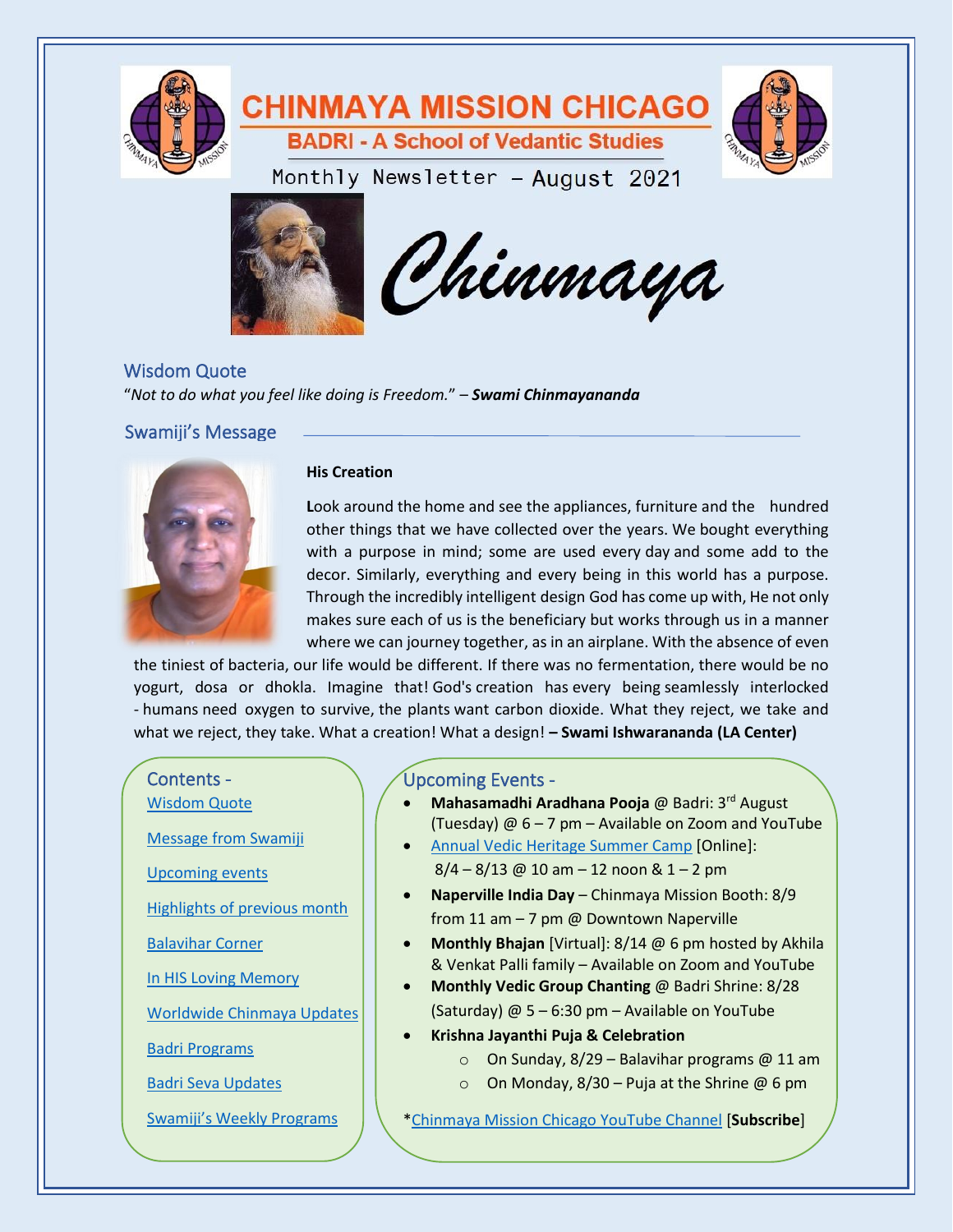# CHINMAYA MISSION CHICAGO

## BADRI - A School of Vedantic Studies

Monthly Newsletter – August 2021

Chinmaya

## Wisdom Quote

"*Not to do what you feel like doing is Freedom.*" – ***Swami Chinmayananda***

## Swamiji's Message

**His Creation**

**L**ook around the home and see the appliances, furniture and the hundred other things that we have collected over the years. We bought everything with a purpose in mind; some are used every day and some add to the decor. Similarly, everything and every being in this world has a purpose. Through the incredibly intelligent design God has come up with, He not only makes sure each of us is the beneficiary but works through us in a manner where we can journey together, as in an airplane. With the absence of even the tiniest of bacteria, our life would be different. If there was no fermentation, there would be no yogurt, dosa or dhokla. Imagine that! God's creation has every being seamlessly interlocked - humans need oxygen to survive, the plants want carbon dioxide. What they reject, we take and what we reject, they take. What a creation! What a design! **– Swami Ishwarananda (LA Center)**

## Contents -

- Wisdom Quote
- Message from Swamiji
- Upcoming events
- Highlights of previous month
- Balavihar Corner
- In HIS Loving Memory
- Worldwide Chinmaya Updates
- Badri Programs
- Badri Seva Updates
- Swamiji's Weekly Programs

## Upcoming Events -

- **Mahasamadhi Aradhana Pooja** @ Badri: 3rd August (Tuesday) @ 6 – 7 pm – Available on Zoom and YouTube
- Annual Vedic Heritage Summer Camp [Online]: 8/4 – 8/13 @ 10 am – 12 noon & 1 – 2 pm
- **Naperville India Day** – Chinmaya Mission Booth: 8/9 from 11 am – 7 pm @ Downtown Naperville
- **Monthly Bhajan** [Virtual]: 8/14 @ 6 pm hosted by Akhila & Venkat Palli family – Available on Zoom and YouTube
- **Monthly Vedic Group Chanting** @ Badri Shrine: 8/28 (Saturday) @ 5 – 6:30 pm – Available on YouTube
- **Krishna Jayanthi Puja & Celebration**
  - On Sunday, 8/29 – Balavihar programs @ 11 am
  - On Monday, 8/30 – Puja at the Shrine @ 6 pm

*Chinmaya Mission Chicago YouTube Channel [**Subscribe**]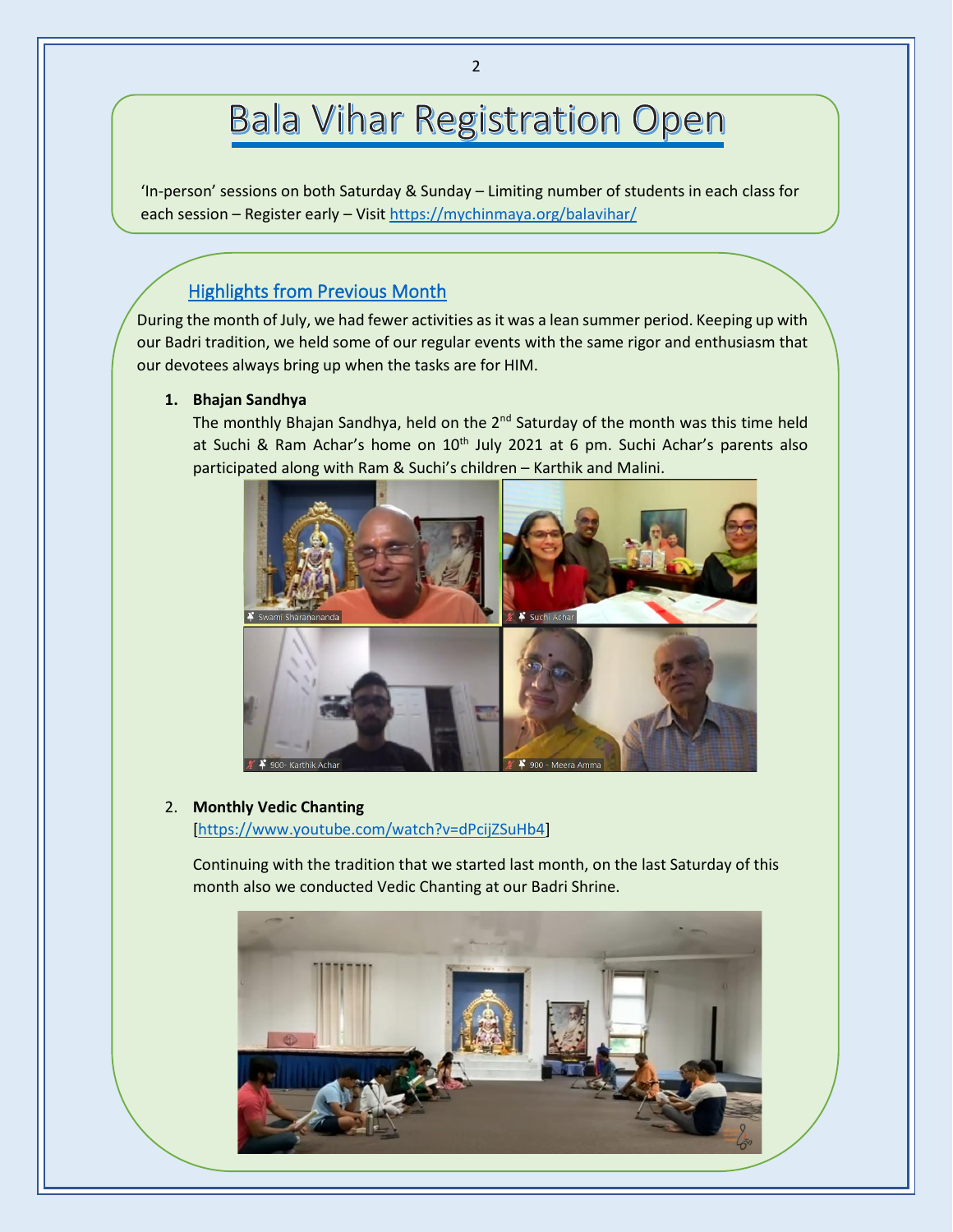# Bala Vihar Registration Open

'In-person' sessions on both Saturday & Sunday – Limiting number of students in each class for each session – Register early – Visit https://mychinmaya.org/balavihar/

## Highlights from Previous Month

During the month of July, we had fewer activities as it was a lean summer period. Keeping up with our Badri tradition, we held some of our regular events with the same rigor and enthusiasm that our devotees always bring up when the tasks are for HIM.

1. **Bhajan Sandhya**

   The monthly Bhajan Sandhya, held on the 2nd Saturday of the month was this time held at Suchi & Ram Achar's home on 10th July 2021 at 6 pm. Suchi Achar's parents also participated along with Ram & Suchi's children – Karthik and Malini.

2. **Monthly Vedic Chanting**

   [https://www.youtube.com/watch?v=dPcijZSuHb4]

   Continuing with the tradition that we started last month, on the last Saturday of this month also we conducted Vedic Chanting at our Badri Shrine.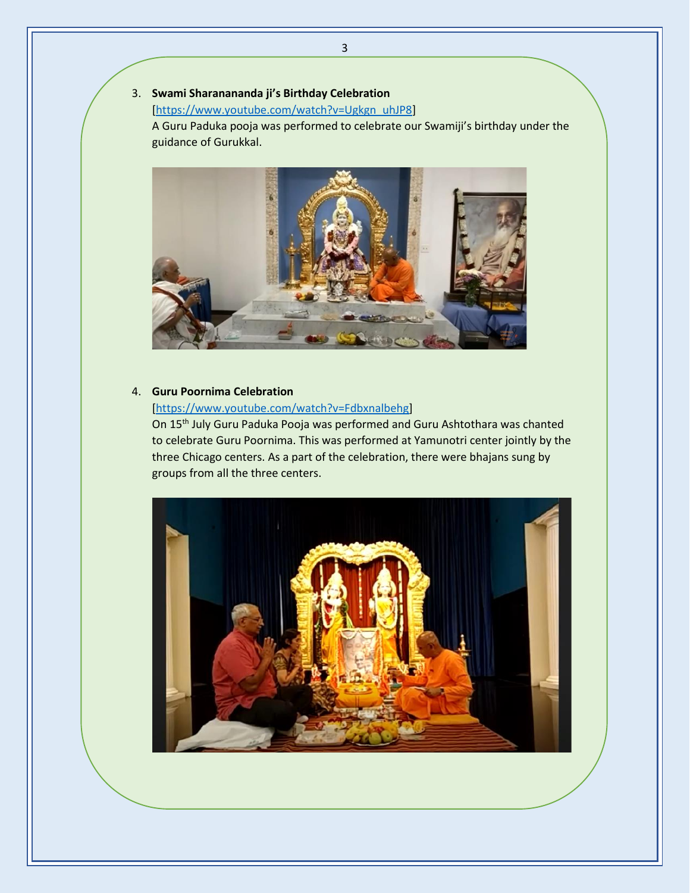3. **Swami Sharanananda ji's Birthday Celebration**
   [https://www.youtube.com/watch?v=Ugkgn_uhJP8]
   A Guru Paduka pooja was performed to celebrate our Swamiji's birthday under the guidance of Gurukkal.

4. **Guru Poornima Celebration**
   [https://www.youtube.com/watch?v=Fdbxnalbehg]
   On 15th July Guru Paduka Pooja was performed and Guru Ashtothara was chanted to celebrate Guru Poornima. This was performed at Yamunotri center jointly by the three Chicago centers. As a part of the celebration, there were bhajans sung by groups from all the three centers.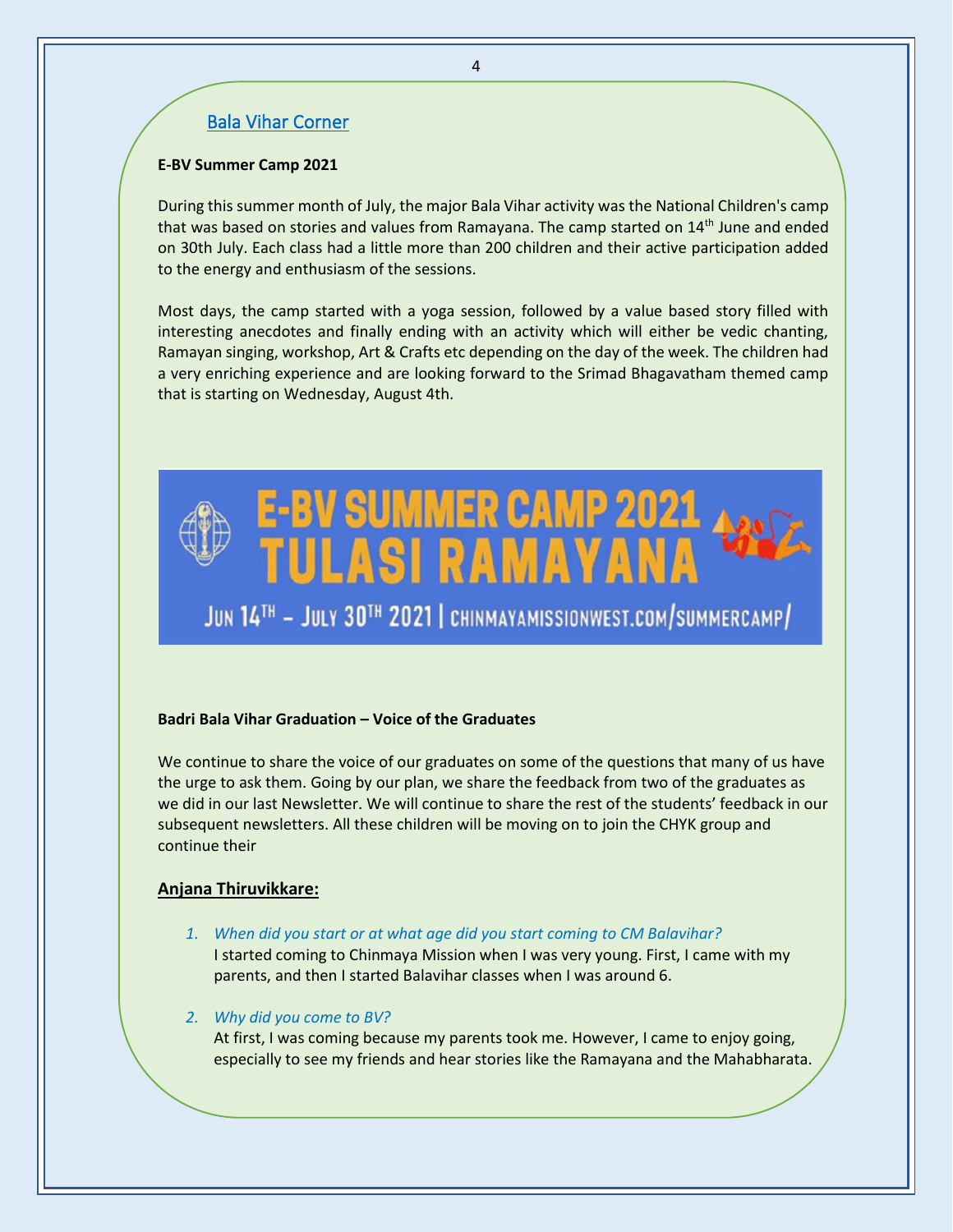## Bala Vihar Corner

**E-BV Summer Camp 2021**

During this summer month of July, the major Bala Vihar activity was the National Children's camp that was based on stories and values from Ramayana. The camp started on 14th June and ended on 30th July. Each class had a little more than 200 children and their active participation added to the energy and enthusiasm of the sessions.

Most days, the camp started with a yoga session, followed by a value based story filled with interesting anecdotes and finally ending with an activity which will either be vedic chanting, Ramayan singing, workshop, Art & Crafts etc depending on the day of the week. The children had a very enriching experience and are looking forward to the Srimad Bhagavatham themed camp that is starting on Wednesday, August 4th.

E-BV SUMMER CAMP 2021
TULASI RAMAYANA
JUN 14TH – JULY 30TH 2021 | CHINMAYAMISSIONWEST.COM/SUMMERCAMP/

**Badri Bala Vihar Graduation – Voice of the Graduates**

We continue to share the voice of our graduates on some of the questions that many of us have the urge to ask them. Going by our plan, we share the feedback from two of the graduates as we did in our last Newsletter. We will continue to share the rest of the students' feedback in our subsequent newsletters. All these children will be moving on to join the CHYK group and continue their

**Anjana Thiruvikkare:**

1. *When did you start or at what age did you start coming to CM Balavihar?*
   I started coming to Chinmaya Mission when I was very young. First, I came with my parents, and then I started Balavihar classes when I was around 6.
2. *Why did you come to BV?*
   At first, I was coming because my parents took me. However, I came to enjoy going, especially to see my friends and hear stories like the Ramayana and the Mahabharata.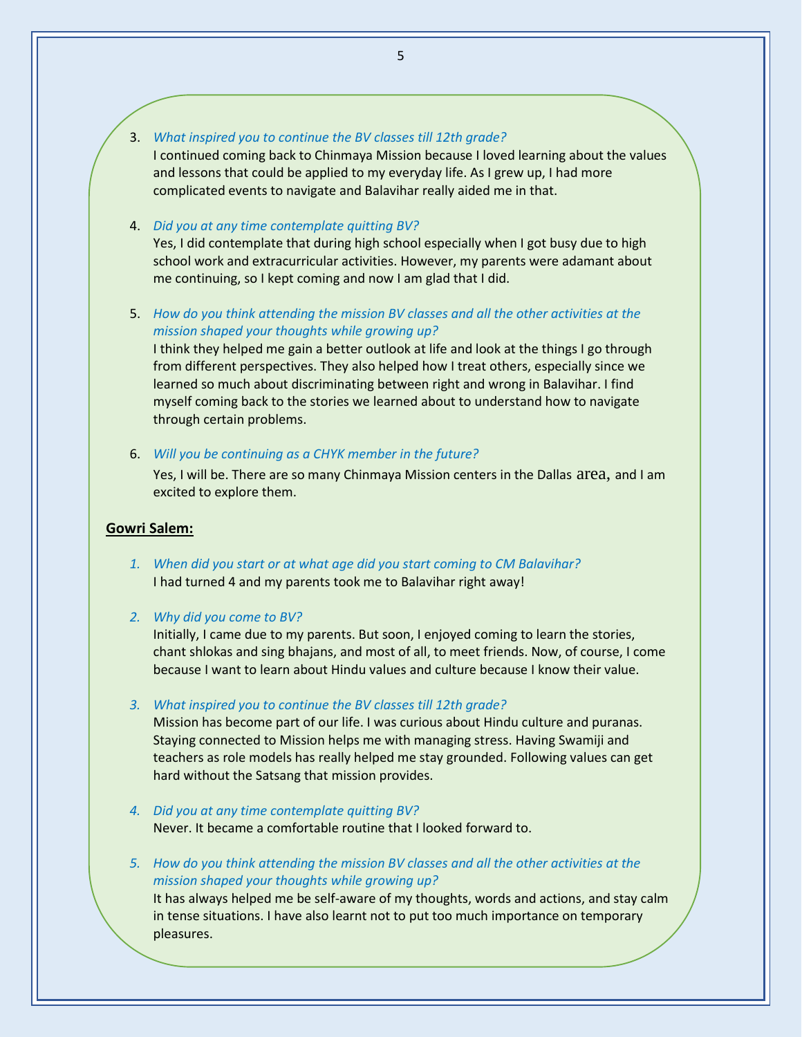3. *What inspired you to continue the BV classes till 12th grade?*
   I continued coming back to Chinmaya Mission because I loved learning about the values and lessons that could be applied to my everyday life. As I grew up, I had more complicated events to navigate and Balavihar really aided me in that.

4. *Did you at any time contemplate quitting BV?*
   Yes, I did contemplate that during high school especially when I got busy due to high school work and extracurricular activities. However, my parents were adamant about me continuing, so I kept coming and now I am glad that I did.

5. *How do you think attending the mission BV classes and all the other activities at the mission shaped your thoughts while growing up?*
   I think they helped me gain a better outlook at life and look at the things I go through from different perspectives. They also helped how I treat others, especially since we learned so much about discriminating between right and wrong in Balavihar. I find myself coming back to the stories we learned about to understand how to navigate through certain problems.

6. *Will you be continuing as a CHYK member in the future?*
   Yes, I will be. There are so many Chinmaya Mission centers in the Dallas area, and I am excited to explore them.

**Gowri Salem:**

1. *When did you start or at what age did you start coming to CM Balavihar?*
   I had turned 4 and my parents took me to Balavihar right away!

2. *Why did you come to BV?*
   Initially, I came due to my parents. But soon, I enjoyed coming to learn the stories, chant shlokas and sing bhajans, and most of all, to meet friends. Now, of course, I come because I want to learn about Hindu values and culture because I know their value.

3. *What inspired you to continue the BV classes till 12th grade?*
   Mission has become part of our life. I was curious about Hindu culture and puranas. Staying connected to Mission helps me with managing stress. Having Swamiji and teachers as role models has really helped me stay grounded. Following values can get hard without the Satsang that mission provides.

4. *Did you at any time contemplate quitting BV?*
   Never. It became a comfortable routine that I looked forward to.

5. *How do you think attending the mission BV classes and all the other activities at the mission shaped your thoughts while growing up?*
   It has always helped me be self-aware of my thoughts, words and actions, and stay calm in tense situations. I have also learnt not to put too much importance on temporary pleasures.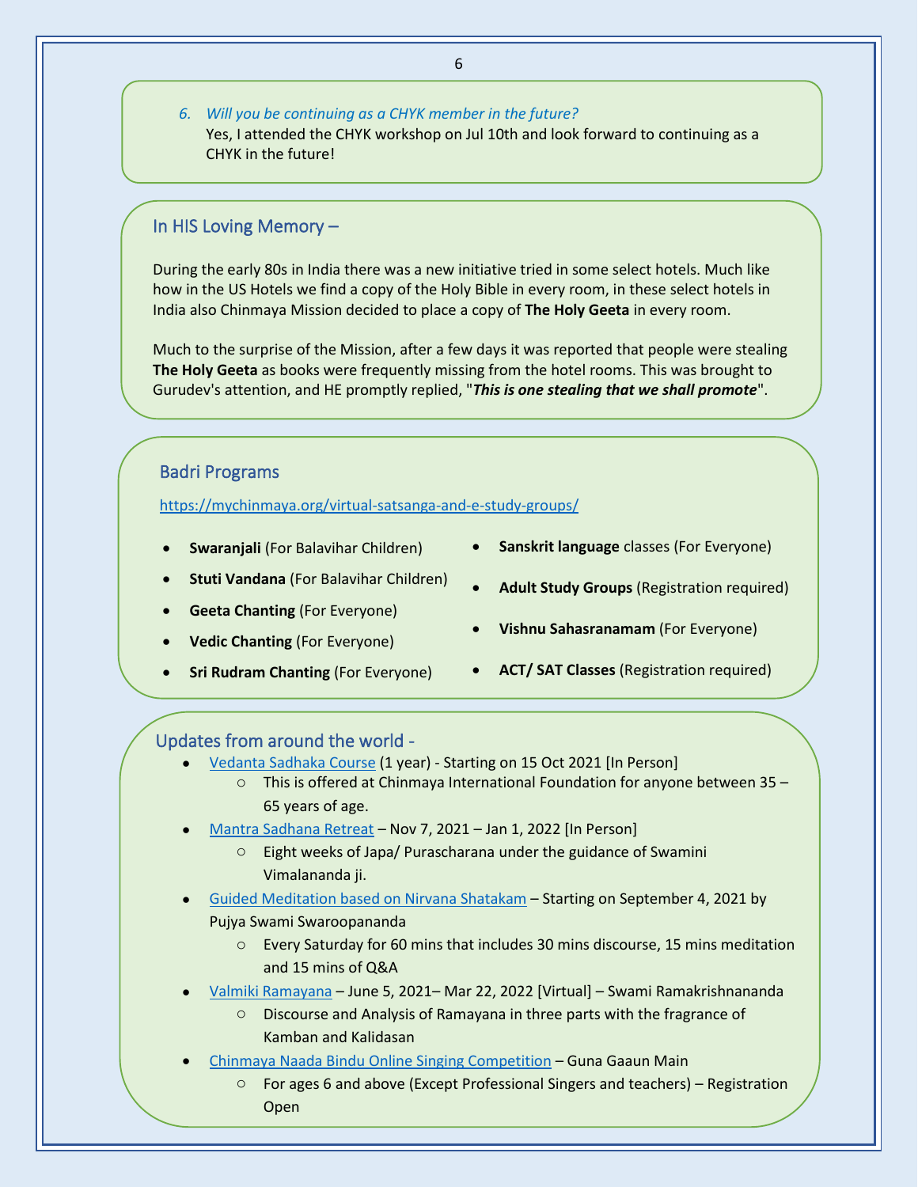*6. Will you be continuing as a CHYK member in the future?*

Yes, I attended the CHYK workshop on Jul 10th and look forward to continuing as a CHYK in the future!

## In HIS Loving Memory –

During the early 80s in India there was a new initiative tried in some select hotels. Much like how in the US Hotels we find a copy of the Holy Bible in every room, in these select hotels in India also Chinmaya Mission decided to place a copy of **The Holy Geeta** in every room.

Much to the surprise of the Mission, after a few days it was reported that people were stealing **The Holy Geeta** as books were frequently missing from the hotel rooms. This was brought to Gurudev's attention, and HE promptly replied, "***This is one stealing that we shall promote***".

## Badri Programs

https://mychinmaya.org/virtual-satsanga-and-e-study-groups/

- **Swaranjali** (For Balavihar Children)
- **Stuti Vandana** (For Balavihar Children)
- **Geeta Chanting** (For Everyone)
- **Vedic Chanting** (For Everyone)
- **Sri Rudram Chanting** (For Everyone)
- **Sanskrit language** classes (For Everyone)
- **Adult Study Groups** (Registration required)
- **Vishnu Sahasranamam** (For Everyone)
- **ACT/ SAT Classes** (Registration required)

## Updates from around the world -

- Vedanta Sadhaka Course (1 year) - Starting on 15 Oct 2021 [In Person]
  - This is offered at Chinmaya International Foundation for anyone between 35 – 65 years of age.
- Mantra Sadhana Retreat – Nov 7, 2021 – Jan 1, 2022 [In Person]
  - Eight weeks of Japa/ Purascharana under the guidance of Swamini Vimalananda ji.
- Guided Meditation based on Nirvana Shatakam – Starting on September 4, 2021 by Pujya Swami Swaroopananda
  - Every Saturday for 60 mins that includes 30 mins discourse, 15 mins meditation and 15 mins of Q&A
- Valmiki Ramayana – June 5, 2021– Mar 22, 2022 [Virtual] – Swami Ramakrishnananda
  - Discourse and Analysis of Ramayana in three parts with the fragrance of Kamban and Kalidasan
- Chinmaya Naada Bindu Online Singing Competition – Guna Gaaun Main
  - For ages 6 and above (Except Professional Singers and teachers) – Registration Open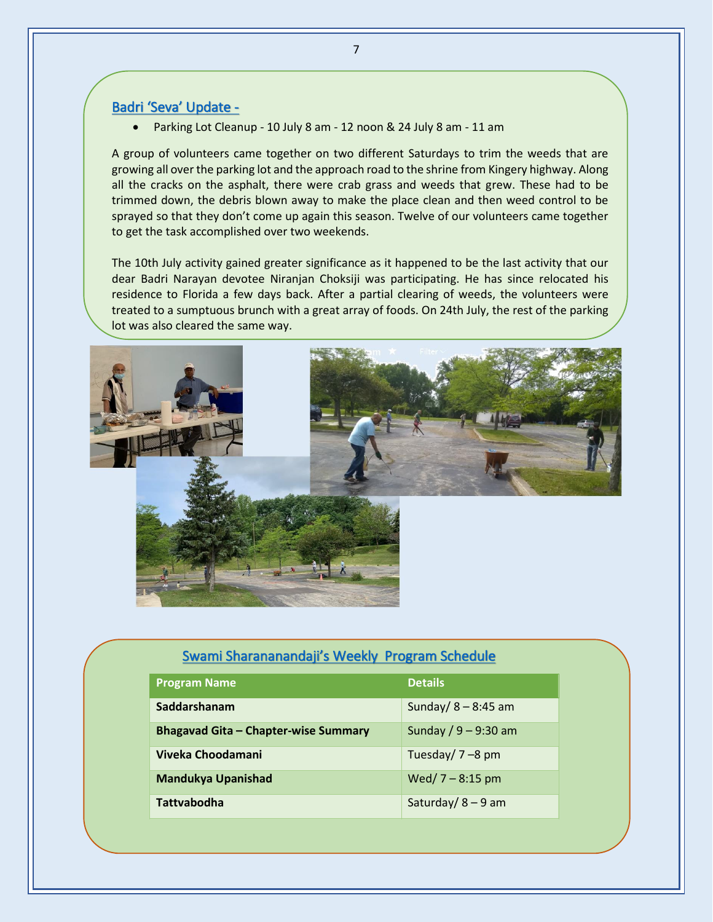## Badri 'Seva' Update -

- Parking Lot Cleanup - 10 July 8 am - 12 noon & 24 July 8 am - 11 am

A group of volunteers came together on two different Saturdays to trim the weeds that are growing all over the parking lot and the approach road to the shrine from Kingery highway. Along all the cracks on the asphalt, there were crab grass and weeds that grew. These had to be trimmed down, the debris blown away to make the place clean and then weed control to be sprayed so that they don't come up again this season. Twelve of our volunteers came together to get the task accomplished over two weekends.

The 10th July activity gained greater significance as it happened to be the last activity that our dear Badri Narayan devotee Niranjan Choksiji was participating. He has since relocated his residence to Florida a few days back. After a partial clearing of weeds, the volunteers were treated to a sumptuous brunch with a great array of foods. On 24th July, the rest of the parking lot was also cleared the same way.

## Swami Sharananandaji's Weekly Program Schedule

| Program Name | Details |
| --- | --- |
| **Saddarshanam** | Sunday/ 8 – 8:45 am |
| **Bhagavad Gita – Chapter-wise Summary** | Sunday / 9 – 9:30 am |
| **Viveka Choodamani** | Tuesday/ 7 –8 pm |
| **Mandukya Upanishad** | Wed/ 7 – 8:15 pm |
| **Tattvabodha** | Saturday/ 8 – 9 am |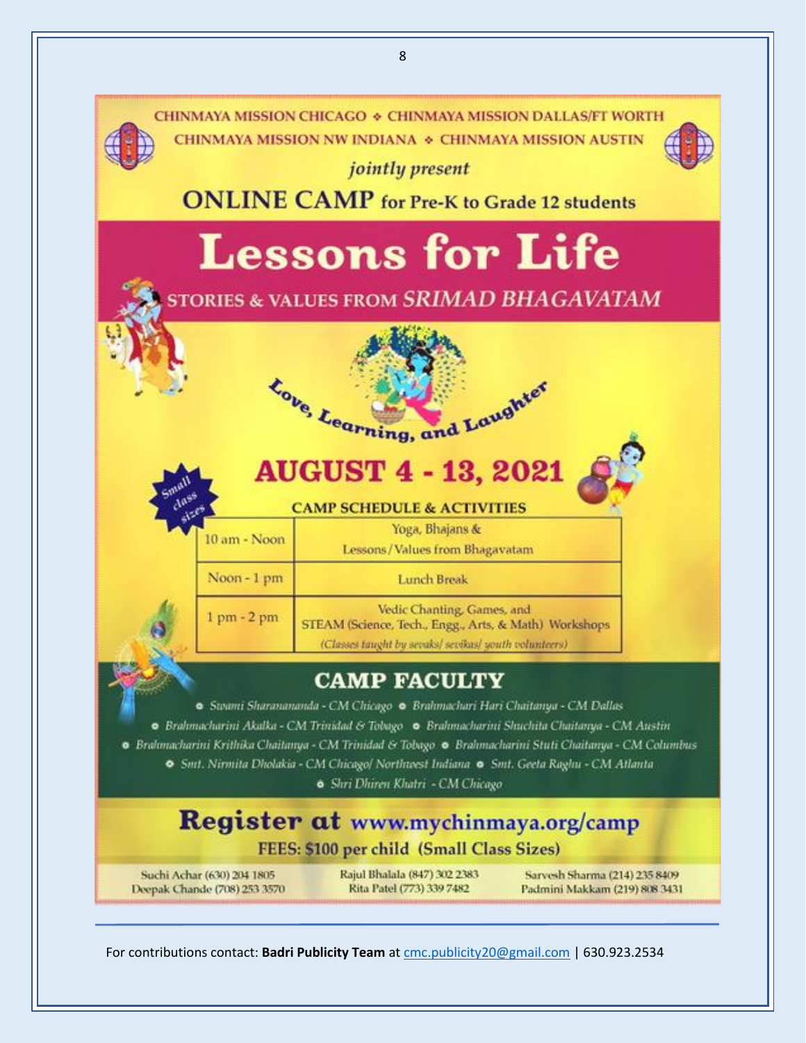CHINMAYA MISSION CHICAGO ❖ CHINMAYA MISSION DALLAS/FT WORTH
CHINMAYA MISSION NW INDIANA ❖ CHINMAYA MISSION AUSTIN

*jointly present*

## ONLINE CAMP for Pre-K to Grade 12 students

# Lessons for Life

## STORIES & VALUES FROM *SRIMAD BHAGAVATAM*

Love, Learning, and Laughter

## AUGUST 4 - 13, 2021

Small class sizes

### CAMP SCHEDULE & ACTIVITIES

| | |
|---|---|
| 10 am - Noon | Yoga, Bhajans & Lessons/Values from Bhagavatam |
| Noon - 1 pm | Lunch Break |
| 1 pm - 2 pm | Vedic Chanting, Games, and STEAM (Science, Tech., Engg., Arts, & Math) Workshops *(Classes taught by sevaks/ sevikas/ youth volunteers)* |

## CAMP FACULTY

- *Swami Sharanananda - CM Chicago*
- *Brahmachari Hari Chaitanya - CM Dallas*
- *Brahmacharini Akalka - CM Trinidad & Tobago*
- *Brahmacharini Shuchita Chaitanya - CM Austin*
- *Brahmacharini Krithika Chaitanya - CM Trinidad & Tobago*
- *Brahmacharini Stuti Chaitanya - CM Columbus*
- *Smt. Nirmita Dholakia - CM Chicago/ Northwest Indiana*
- *Smt. Geeta Raghu - CM Atlanta*
- *Shri Dhiren Khatri - CM Chicago*

## Register at www.mychinmaya.org/camp

**FEES: $100 per child (Small Class Sizes)**

Suchi Achar (630) 204 1805
Deepak Chande (708) 253 3570

Rajul Bhalala (847) 302 2383
Rita Patel (773) 339 7482

Sarvesh Sharma (214) 235 8409
Padmini Makkam (219) 808 3431

For contributions contact: **Badri Publicity Team** at cmc.publicity20@gmail.com | 630.923.2534